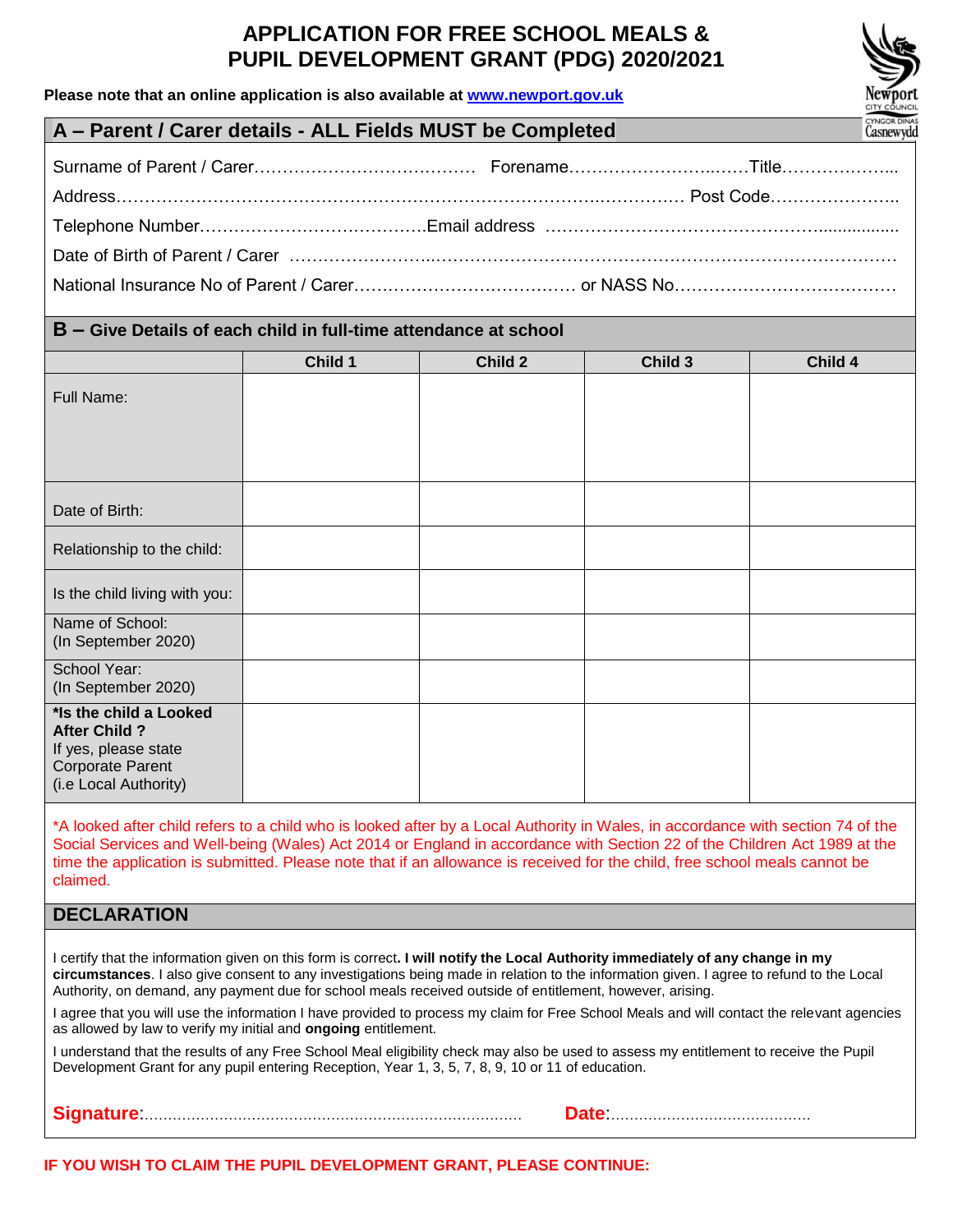# APPLICATION FOR FREE SCHOOL MEALS & PUPIL DEVELOPMENT GRANT (PDG) 2020/2021

**Please note that an online application is also available at [www.newport.gov.uk](www.newport.gov.uk)**

## A – Parent / Carer details - ALL Fields MUST be Completed

Surname of Parent / Carer………………………………… Forename……………………..……Title………………...

Address………………………………………………………………………….…………… Post Code…………………..

Telephone Number…………………………………Email address ………………………………………….................

Date of Birth of Parent / Carer ……………………..……………….…….…………….………………………………

National Insurance No of Parent / Carer…….……………………….…… or NASS No…………………………………

## B – Give Details of each child in full-time attendance at school

| | Child 1 | Child 2 | Child 3 | Child 4 |
|---|---|---|---|---|
| Full Name: | | | | |
| Date of Birth: | | | | |
| Relationship to the child: | | | | |
| Is the child living with you: | | | | |
| Name of School: (In September 2020) | | | | |
| School Year: (In September 2020) | | | | |
| **\*Is the child a Looked After Child ?** If yes, please state Corporate Parent (i.e Local Authority) | | | | |

*A looked after child refers to a child who is looked after by a Local Authority in Wales, in accordance with section 74 of the Social Services and Well-being (Wales) Act 2014 or England in accordance with Section 22 of the Children Act 1989 at the time the application is submitted. Please note that if an allowance is received for the child, free school meals cannot be claimed.

## DECLARATION

I certify that the information given on this form is correct**. I will notify the Local Authority immediately of any change in my circumstances**. I also give consent to any investigations being made in relation to the information given. I agree to refund to the Local Authority, on demand, any payment due for school meals received outside of entitlement, however, arising.

I agree that you will use the information I have provided to process my claim for Free School Meals and will contact the relevant agencies as allowed by law to verify my initial and **ongoing** entitlement.

I understand that the results of any Free School Meal eligibility check may also be used to assess my entitlement to receive the Pupil Development Grant for any pupil entering Reception, Year 1, 3, 5, 7, 8, 9, 10 or 11 of education.

**Signature**:…………………………………………………………………… **Date**:…………………………………….

**IF YOU WISH TO CLAIM THE PUPIL DEVELOPMENT GRANT, PLEASE CONTINUE:**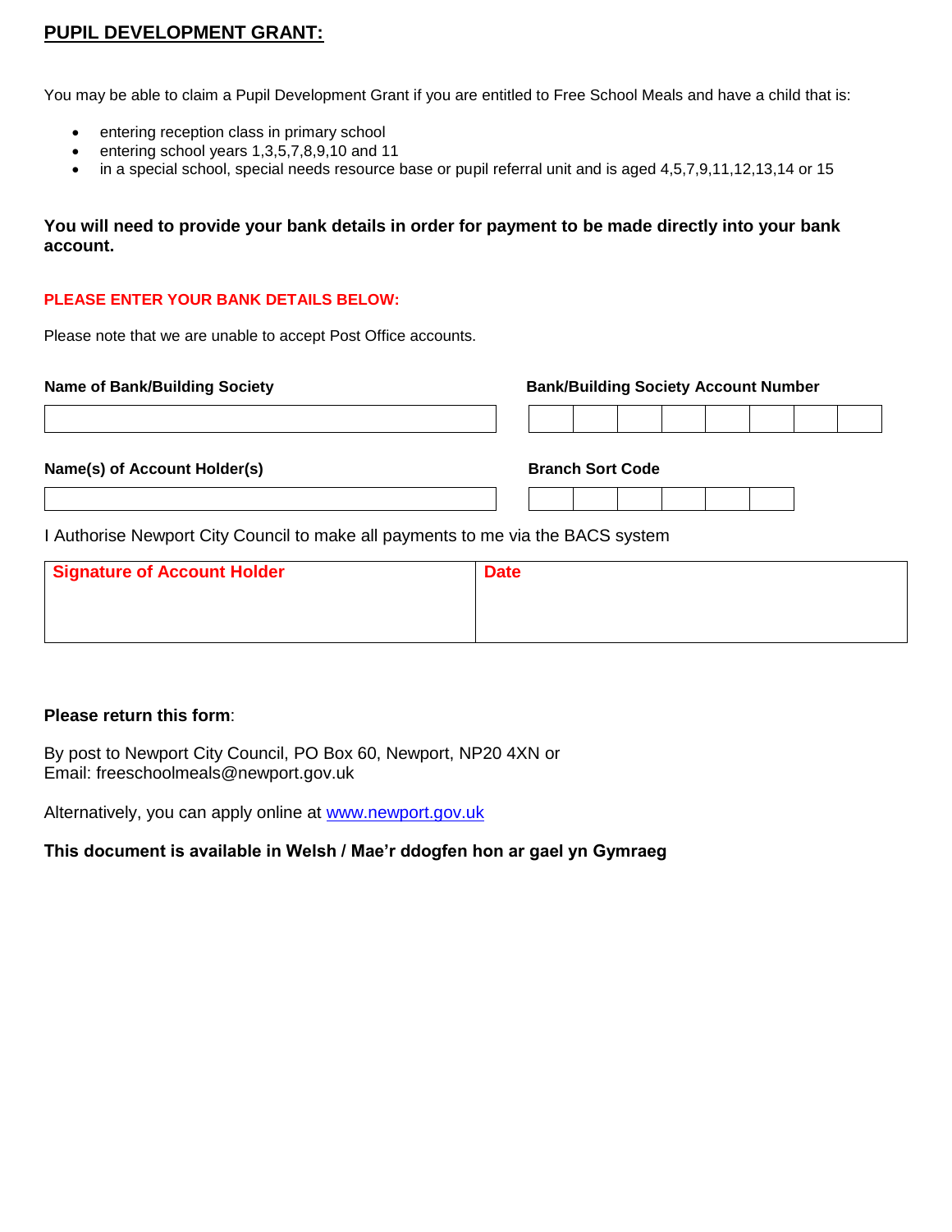## PUPIL DEVELOPMENT GRANT:

You may be able to claim a Pupil Development Grant if you are entitled to Free School Meals and have a child that is:

- entering reception class in primary school
- entering school years 1,3,5,7,8,9,10 and 11
- in a special school, special needs resource base or pupil referral unit and is aged 4,5,7,9,11,12,13,14 or 15

**You will need to provide your bank details in order for payment to be made directly into your bank account.**

**PLEASE ENTER YOUR BANK DETAILS BELOW:**

Please note that we are unable to accept Post Office accounts.

| **Name of Bank/Building Society** | **Bank/Building Society Account Number** |
|---|---|
| | |
| **Name(s) of Account Holder(s)** | **Branch Sort Code** |
| | |

I Authorise Newport City Council to make all payments to me via the BACS system

| **Signature of Account Holder** | **Date** |
|---|---|
| | |

**Please return this form**:

By post to Newport City Council, PO Box 60, Newport, NP20 4XN or
Email: freeschoolmeals@newport.gov.uk

Alternatively, you can apply online at www.newport.gov.uk

**This document is available in Welsh / Mae'r ddogfen hon ar gael yn Gymraeg**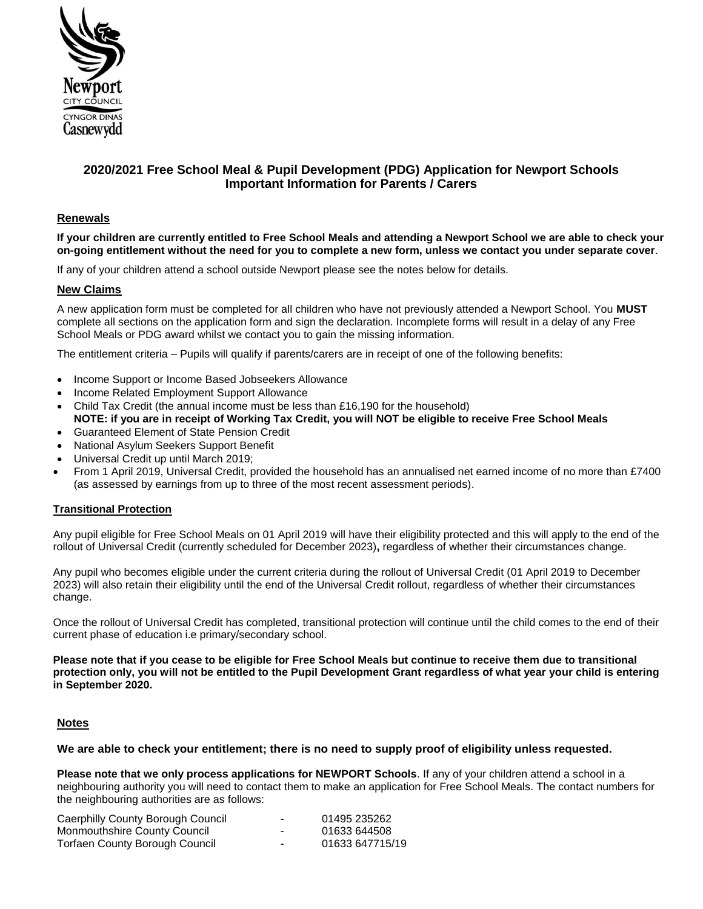Newport CITY COUNCIL CYNGOR DINAS Casnewydd

## 2020/2021 Free School Meal & Pupil Development (PDG) Application for Newport Schools
## Important Information for Parents / Carers

### Renewals

**If your children are currently entitled to Free School Meals and attending a Newport School we are able to check your on-going entitlement without the need for you to complete a new form, unless we contact you under separate cover**.

If any of your children attend a school outside Newport please see the notes below for details.

### New Claims

A new application form must be completed for all children who have not previously attended a Newport School. You **MUST** complete all sections on the application form and sign the declaration. Incomplete forms will result in a delay of any Free School Meals or PDG award whilst we contact you to gain the missing information.

The entitlement criteria – Pupils will qualify if parents/carers are in receipt of one of the following benefits:

- Income Support or Income Based Jobseekers Allowance
- Income Related Employment Support Allowance
- Child Tax Credit (the annual income must be less than £16,190 for the household)
  **NOTE: if you are in receipt of Working Tax Credit, you will NOT be eligible to receive Free School Meals**
- Guaranteed Element of State Pension Credit
- National Asylum Seekers Support Benefit
- Universal Credit up until March 2019;
- From 1 April 2019, Universal Credit, provided the household has an annualised net earned income of no more than £7400 (as assessed by earnings from up to three of the most recent assessment periods).

### Transitional Protection

Any pupil eligible for Free School Meals on 01 April 2019 will have their eligibility protected and this will apply to the end of the rollout of Universal Credit (currently scheduled for December 2023)**,** regardless of whether their circumstances change.

Any pupil who becomes eligible under the current criteria during the rollout of Universal Credit (01 April 2019 to December 2023) will also retain their eligibility until the end of the Universal Credit rollout, regardless of whether their circumstances change.

Once the rollout of Universal Credit has completed, transitional protection will continue until the child comes to the end of their current phase of education i.e primary/secondary school.

**Please note that if you cease to be eligible for Free School Meals but continue to receive them due to transitional protection only, you will not be entitled to the Pupil Development Grant regardless of what year your child is entering in September 2020.**

### Notes

**We are able to check your entitlement; there is no need to supply proof of eligibility unless requested.**

**Please note that we only process applications for NEWPORT Schools**. If any of your children attend a school in a neighbouring authority you will need to contact them to make an application for Free School Meals. The contact numbers for the neighbouring authorities are as follows:

| | | |
|---|---|---|
| Caerphilly County Borough Council | - | 01495 235262 |
| Monmouthshire County Council | - | 01633 644508 |
| Torfaen County Borough Council | - | 01633 647715/19 |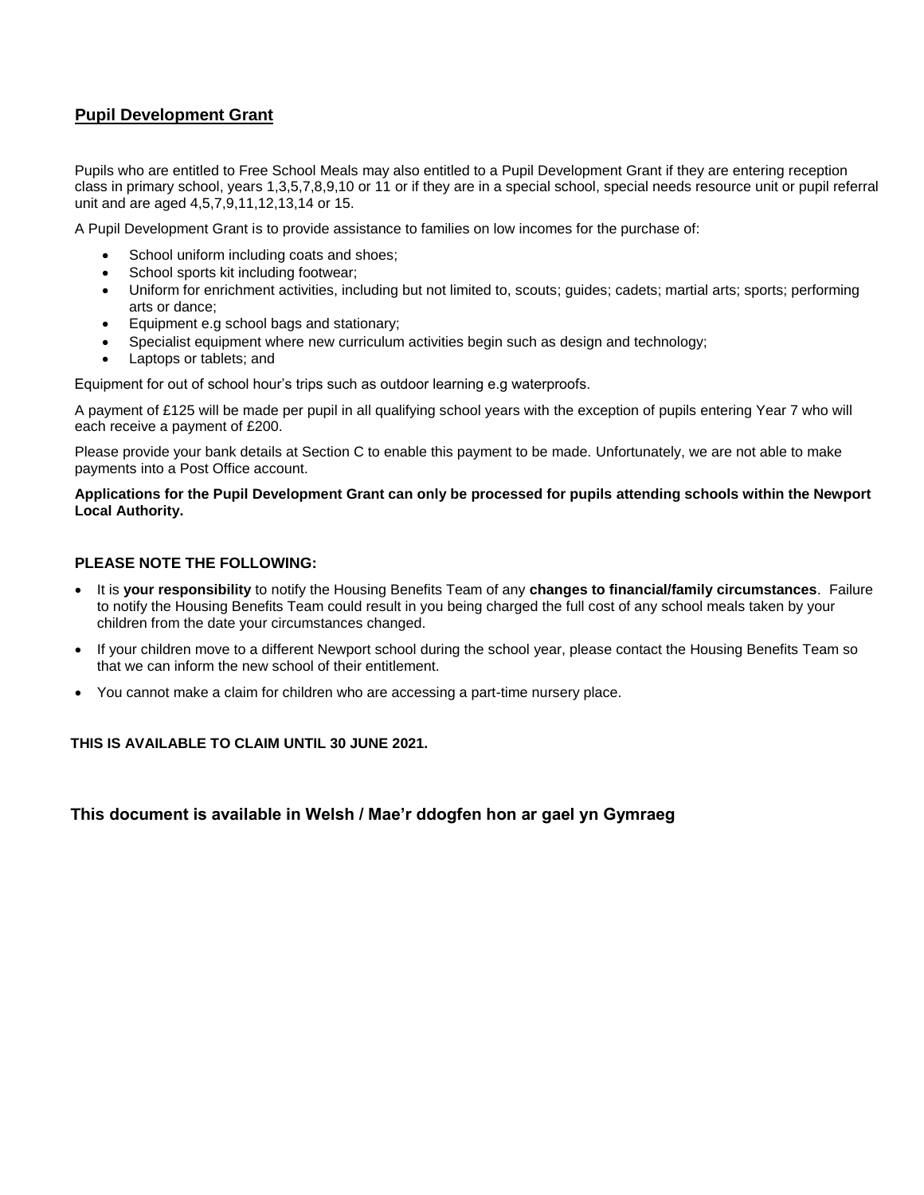## Pupil Development Grant

Pupils who are entitled to Free School Meals may also entitled to a Pupil Development Grant if they are entering reception class in primary school, years 1,3,5,7,8,9,10 or 11 or if they are in a special school, special needs resource unit or pupil referral unit and are aged 4,5,7,9,11,12,13,14 or 15.

A Pupil Development Grant is to provide assistance to families on low incomes for the purchase of:

- School uniform including coats and shoes;
- School sports kit including footwear;
- Uniform for enrichment activities, including but not limited to, scouts; guides; cadets; martial arts; sports; performing arts or dance;
- Equipment e.g school bags and stationary;
- Specialist equipment where new curriculum activities begin such as design and technology;
- Laptops or tablets; and

Equipment for out of school hour's trips such as outdoor learning e.g waterproofs.

A payment of £125 will be made per pupil in all qualifying school years with the exception of pupils entering Year 7 who will each receive a payment of £200.

Please provide your bank details at Section C to enable this payment to be made. Unfortunately, we are not able to make payments into a Post Office account.

**Applications for the Pupil Development Grant can only be processed for pupils attending schools within the Newport Local Authority.**

**PLEASE NOTE THE FOLLOWING:**

- It is **your responsibility** to notify the Housing Benefits Team of any **changes to financial/family circumstances**. Failure to notify the Housing Benefits Team could result in you being charged the full cost of any school meals taken by your children from the date your circumstances changed.
- If your children move to a different Newport school during the school year, please contact the Housing Benefits Team so that we can inform the new school of their entitlement.
- You cannot make a claim for children who are accessing a part-time nursery place.

**THIS IS AVAILABLE TO CLAIM UNTIL 30 JUNE 2021.**

**This document is available in Welsh / Mae'r ddogfen hon ar gael yn Gymraeg**